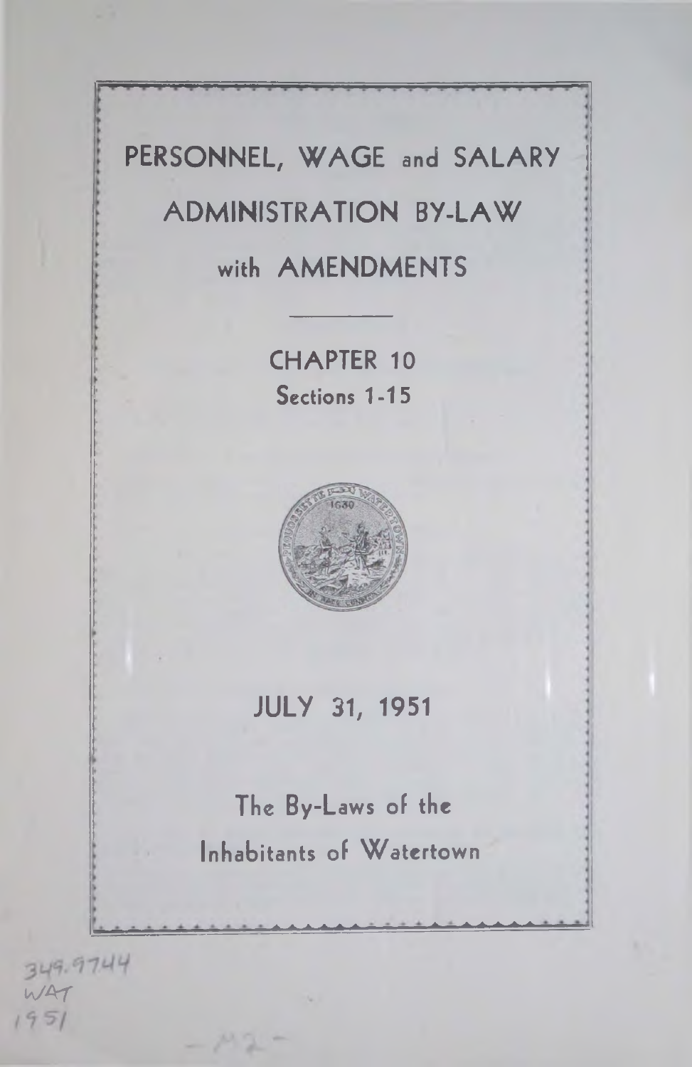# PERSONNEL, WAGE and SALARY ADMINISTRATION BY-LAW with AMENDMENTS

## CHAPTER 10
### Sections 1-15

## JULY 31, 1951

The By-Laws of the Inhabitants of Watertown

349.9744
WAT
1951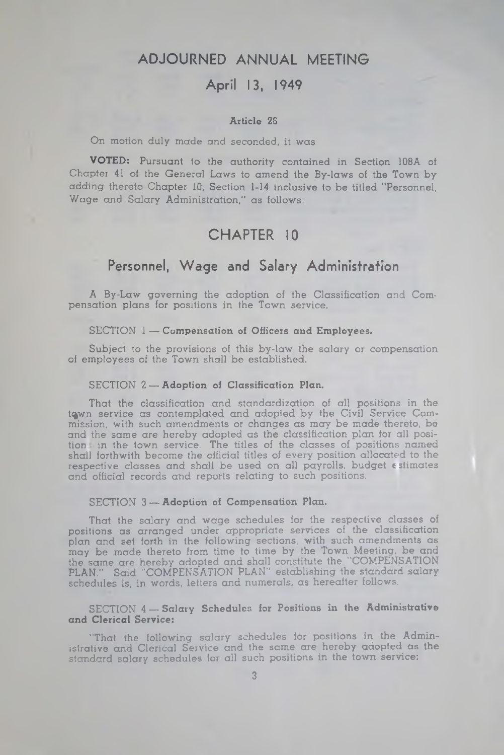# ADJOURNED ANNUAL MEETING

## April 13, 1949

**Article 26**

On motion duly made and seconded, it was

**VOTED:** Pursuant to the authority contained in Section 108A of Chapter 41 of the General Laws to amend the By-laws of the Town by adding thereto Chapter 10, Section 1-14 inclusive to be titled "Personnel, Wage and Salary Administration," as follows:

# CHAPTER 10

## Personnel, Wage and Salary Administration

A By-Law governing the adoption of the Classification and Compensation plans for positions in the Town service.

SECTION 1 — **Compensation of Officers and Employees.**

Subject to the provisions of this by-law the salary or compensation of employees of the Town shall be established.

SECTION 2 — **Adoption of Classification Plan.**

That the classification and standardization of all positions in the town service as contemplated and adopted by the Civil Service Commission, with such amendments or changes as may be made thereto, be and the same are hereby adopted as the classification plan for all positions in the town service. The titles of the classes of positions named shall forthwith become the official titles of every position allocated to the respective classes and shall be used on all payrolls, budget estimates and official records and reports relating to such positions.

SECTION 3 — **Adoption of Compensation Plan.**

That the salary and wage schedules for the respective classes of positions as arranged under appropriate services of the classification plan and set forth in the following sections, with such amendments as may be made thereto from time to time by the Town Meeting, be and the same are hereby adopted and shall constitute the "COMPENSATION PLAN." Said "COMPENSATION PLAN" establishing the standard salary schedules is, in words, letters and numerals, as hereafter follows.

SECTION 4 — **Salary Schedules for Positions in the Administrative and Clerical Service:**

"That the following salary schedules for positions in the Administrative and Clerical Service and the same are hereby adopted as the standard salary schedules for all such positions in the town service: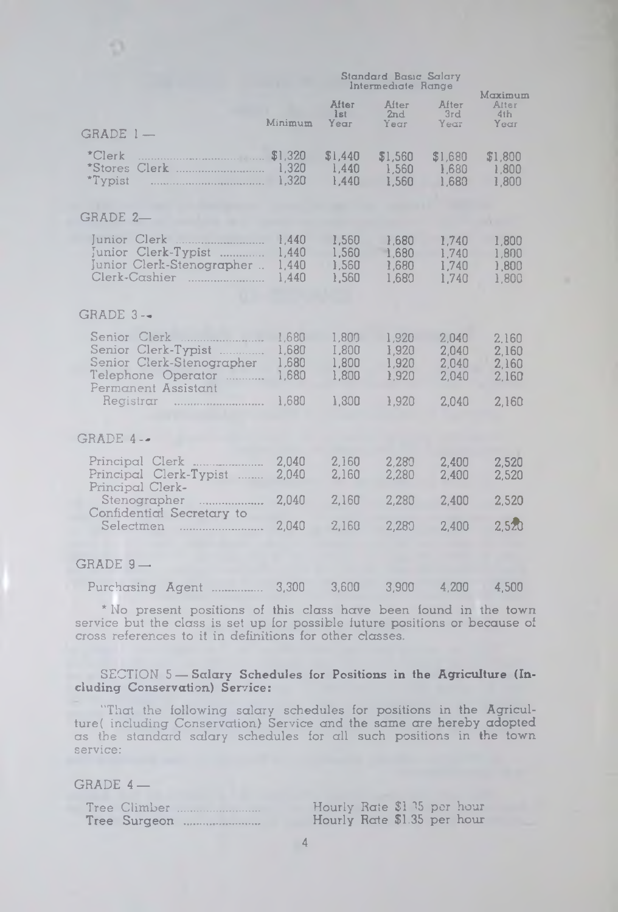| | Minimum | Standard Basic Salary Intermediate Range After 1st Year | After 2nd Year | After 3rd Year | Maximum After 4th Year |
|---|---|---|---|---|---|
| **GRADE 1 —** | | | | | |
| *Clerk | $1,320 | $1,440 | $1,560 | $1,680 | $1,800 |
| *Stores Clerk | 1,320 | 1,440 | 1,560 | 1,680 | 1,800 |
| *Typist | 1,320 | 1,440 | 1,560 | 1,680 | 1,800 |
| **GRADE 2—** | | | | | |
| Junior Clerk | 1,440 | 1,560 | 1,680 | 1,740 | 1,800 |
| Junior Clerk-Typist | 1,440 | 1,560 | 1,680 | 1,740 | 1,800 |
| Junior Clerk-Stenographer | 1,440 | 1,560 | 1,680 | 1,740 | 1,800 |
| Clerk-Cashier | 1,440 | 1,560 | 1,680 | 1,740 | 1,800 |
| **GRADE 3 —** | | | | | |
| Senior Clerk | 1,680 | 1,800 | 1,920 | 2,040 | 2,160 |
| Senior Clerk-Typist | 1,680 | 1,800 | 1,920 | 2,040 | 2,160 |
| Senior Clerk-Stenographer | 1,680 | 1,800 | 1,920 | 2,040 | 2,160 |
| Telephone Operator | 1,680 | 1,800 | 1,920 | 2,040 | 2,160 |
| Permanent Assistant Registrar | 1,680 | 1,800 | 1,920 | 2,040 | 2,160 |
| **GRADE 4 —** | | | | | |
| Principal Clerk | 2,040 | 2,160 | 2,280 | 2,400 | 2,520 |
| Principal Clerk-Typist | 2,040 | 2,160 | 2,280 | 2,400 | 2,520 |
| Principal Clerk-Stenographer | 2,040 | 2,160 | 2,280 | 2,400 | 2,520 |
| Confidential Secretary to Selectmen | 2,040 | 2,160 | 2,280 | 2,400 | 2,520 |
| **GRADE 9 —** | | | | | |
| Purchasing Agent | 3,300 | 3,600 | 3,900 | 4,200 | 4,500 |

* No present positions of this class have been found in the town service but the class is set up for possible future positions or because of cross references to it in definitions for other classes.

SECTION 5 — **Salary Schedules for Positions in the Agriculture (Including Conservation) Service:**

"That the following salary schedules for positions in the Agriculture( including Conservation) Service and the same are hereby adopted as the standard salary schedules for all such positions in the town service:

GRADE 4 —

| | |
|---|---|
| Tree Climber | Hourly Rate $1.35 per hour |
| Tree Surgeon | Hourly Rate $1.35 per hour |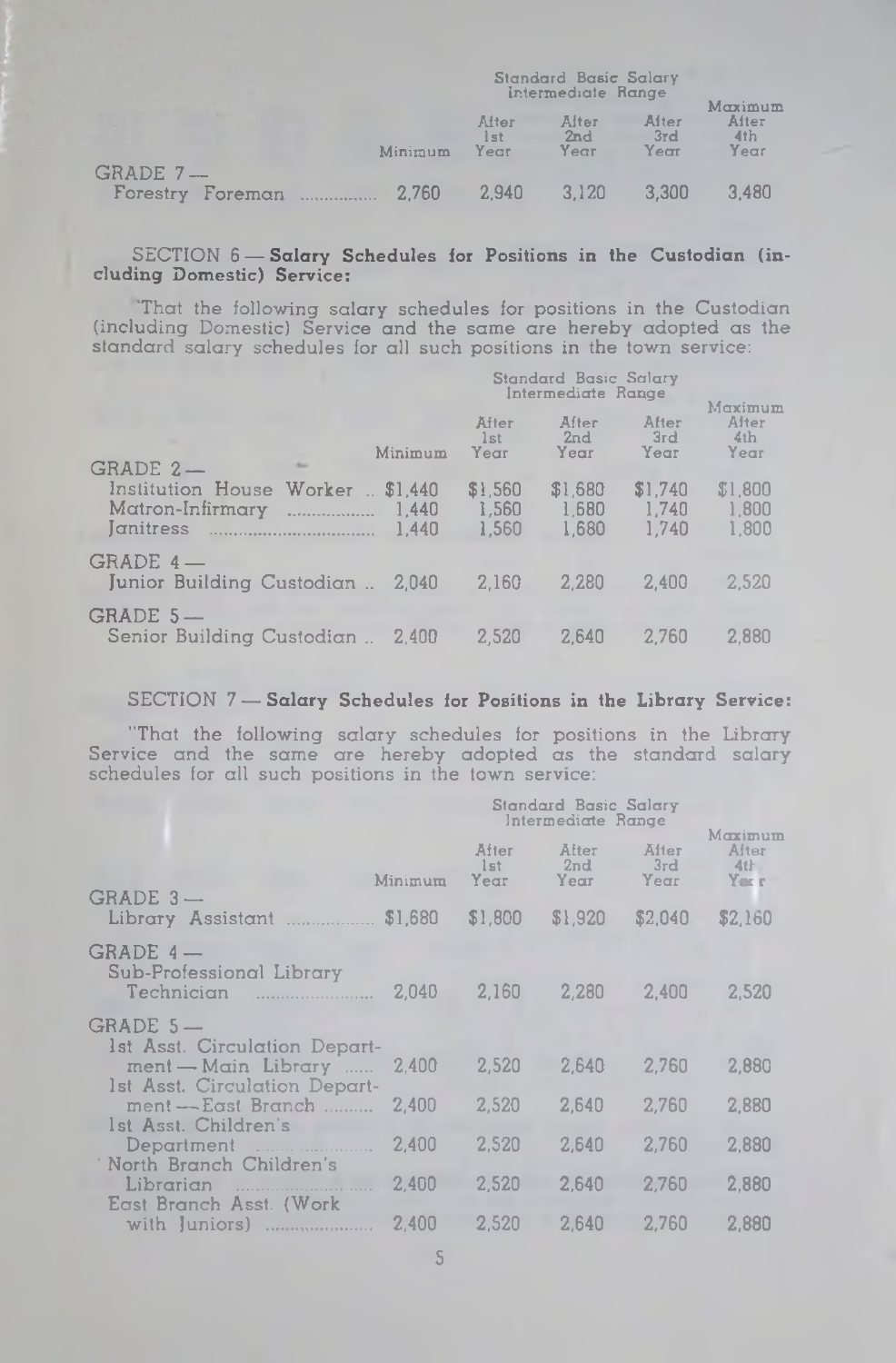| | Minimum | Standard Basic Salary Intermediate Range After 1st Year | After 2nd Year | After 3rd Year | Maximum After 4th Year |
|---|---|---|---|---|---|
| GRADE 7 — | | | | | |
| Forestry Foreman | 2,760 | 2,940 | 3,120 | 3,300 | 3,480 |

SECTION 6 — **Salary Schedules for Positions in the Custodian (including Domestic) Service:**

"That the following salary schedules for positions in the Custodian (including Domestic) Service and the same are hereby adopted as the standard salary schedules for all such positions in the town service:

| | Minimum | Standard Basic Salary Intermediate Range After 1st Year | After 2nd Year | After 3rd Year | Maximum After 4th Year |
|---|---|---|---|---|---|
| GRADE 2 — | | | | | |
| Institution House Worker | $1,440 | $1,560 | $1,680 | $1,740 | $1,800 |
| Matron-Infirmary | 1,440 | 1,560 | 1,680 | 1,740 | 1,800 |
| Janitress | 1,440 | 1,560 | 1,680 | 1,740 | 1,800 |
| GRADE 4 — | | | | | |
| Junior Building Custodian | 2,040 | 2,160 | 2,280 | 2,400 | 2,520 |
| GRADE 5 — | | | | | |
| Senior Building Custodian | 2,400 | 2,520 | 2,640 | 2,760 | 2,880 |

SECTION 7 — **Salary Schedules for Positions in the Library Service:**

"That the following salary schedules for positions in the Library Service and the same are hereby adopted as the standard salary schedules for all such positions in the town service:

| | Minimum | Standard Basic Salary Intermediate Range After 1st Year | After 2nd Year | After 3rd Year | Maximum After 4th Year |
|---|---|---|---|---|---|
| GRADE 3 — | | | | | |
| Library Assistant | $1,680 | $1,800 | $1,920 | $2,040 | $2,160 |
| GRADE 4 — | | | | | |
| Sub-Professional Library Technician | 2,040 | 2,160 | 2,280 | 2,400 | 2,520 |
| GRADE 5 — | | | | | |
| 1st Asst. Circulation Department — Main Library | 2,400 | 2,520 | 2,640 | 2,760 | 2,880 |
| 1st Asst. Circulation Department — East Branch | 2,400 | 2,520 | 2,640 | 2,760 | 2,880 |
| 1st Asst. Children's Department | 2,400 | 2,520 | 2,640 | 2,760 | 2,880 |
| North Branch Children's Librarian | 2,400 | 2,520 | 2,640 | 2,760 | 2,880 |
| East Branch Asst. (Work with Juniors) | 2,400 | 2,520 | 2,640 | 2,760 | 2,880 |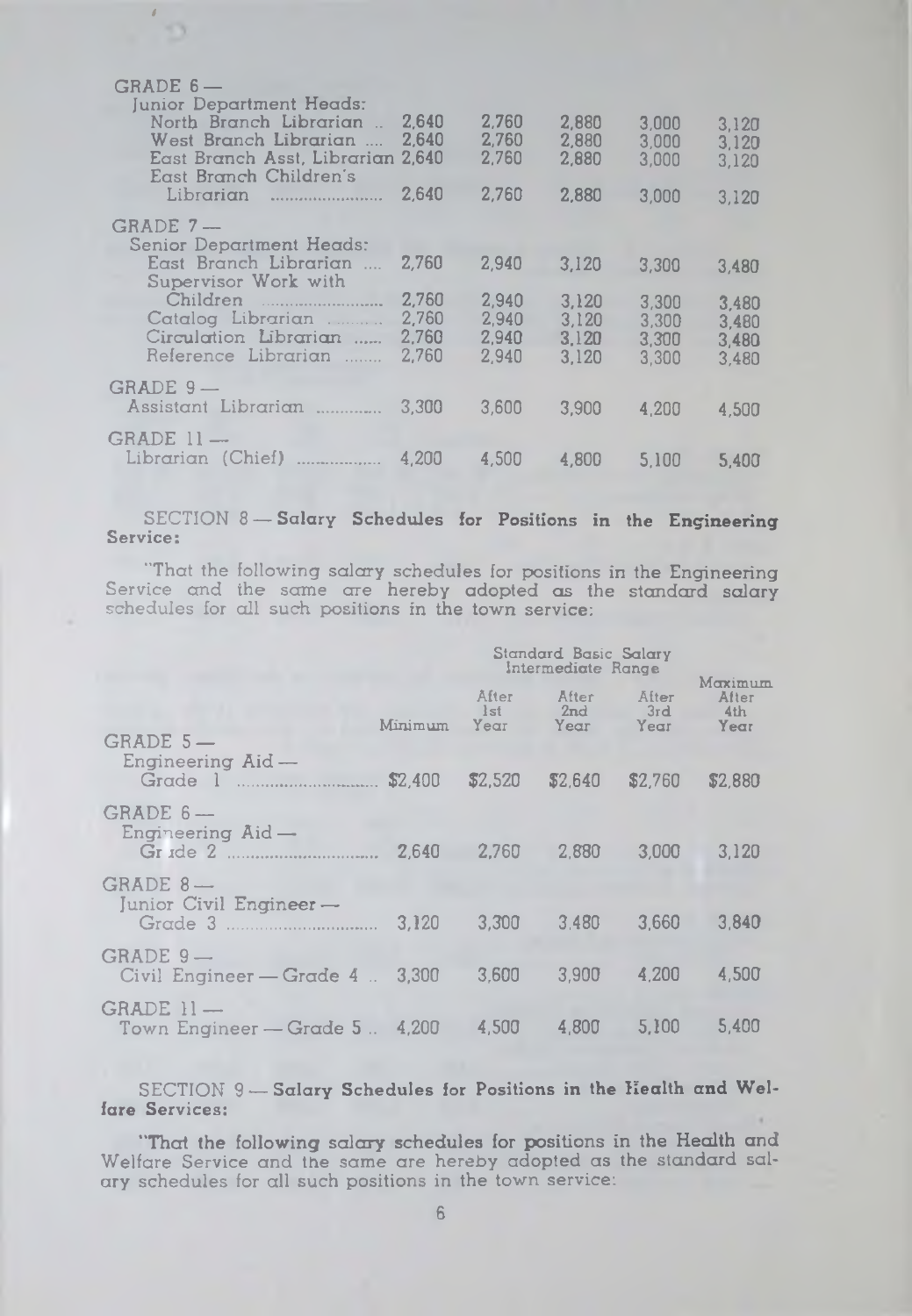| | | | | | |
|---|---|---|---|---|---|
| **GRADE 6 —** | | | | | |
| Junior Department Heads: | | | | | |
| North Branch Librarian | 2,640 | 2,760 | 2,880 | 3,000 | 3,120 |
| West Branch Librarian | 2,640 | 2,760 | 2,880 | 3,000 | 3,120 |
| East Branch Asst. Librarian | 2,640 | 2,760 | 2,880 | 3,000 | 3,120 |
| East Branch Children's Librarian | 2,640 | 2,760 | 2,880 | 3,000 | 3,120 |
| **GRADE 7 —** | | | | | |
| Senior Department Heads: | | | | | |
| East Branch Librarian | 2,760 | 2,940 | 3,120 | 3,300 | 3,480 |
| Supervisor Work with Children | 2,760 | 2,940 | 3,120 | 3,300 | 3,480 |
| Catalog Librarian | 2,760 | 2,940 | 3,120 | 3,300 | 3,480 |
| Circulation Librarian | 2,760 | 2,940 | 3,120 | 3,300 | 3,480 |
| Reference Librarian | 2,760 | 2,940 | 3,120 | 3,300 | 3,480 |
| **GRADE 9 —** | | | | | |
| Assistant Librarian | 3,300 | 3,600 | 3,900 | 4,200 | 4,500 |
| **GRADE 11 —** | | | | | |
| Librarian (Chief) | 4,200 | 4,500 | 4,800 | 5,100 | 5,400 |

SECTION 8 — **Salary Schedules for Positions in the Engineering Service:**

"That the following salary schedules for positions in the Engineering Service and the same are hereby adopted as the standard salary schedules for all such positions in the town service:

| | Minimum | Standard Basic Salary Intermediate Range | | | Maximum |
|---|---|---|---|---|---|
| | | After 1st Year | After 2nd Year | After 3rd Year | After 4th Year |
| **GRADE 5 —** | | | | | |
| Engineering Aid — Grade 1 | $2,400 | $2,520 | $2,640 | $2,760 | $2,880 |
| **GRADE 6 —** | | | | | |
| Engineering Aid — Grade 2 | 2,640 | 2,760 | 2,880 | 3,000 | 3,120 |
| **GRADE 8 —** | | | | | |
| Junior Civil Engineer — Grade 3 | 3,120 | 3,300 | 3,480 | 3,660 | 3,840 |
| **GRADE 9 —** | | | | | |
| Civil Engineer — Grade 4 | 3,300 | 3,600 | 3,900 | 4,200 | 4,500 |
| **GRADE 11 —** | | | | | |
| Town Engineer — Grade 5 | 4,200 | 4,500 | 4,800 | 5,100 | 5,400 |

SECTION 9 — **Salary Schedules for Positions in the Health and Welfare Services:**

"That the following salary schedules for positions in the Health and Welfare Service and the same are hereby adopted as the standard salary schedules for all such positions in the town service: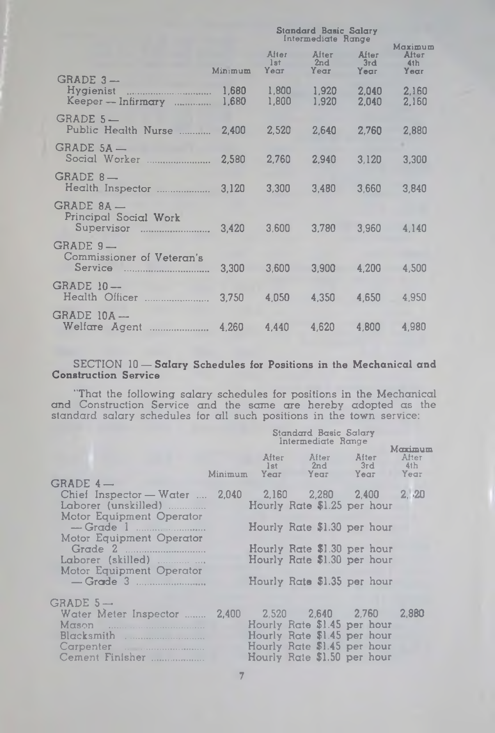| | Minimum | Standard Basic Salary Intermediate Range After 1st Year | After 2nd Year | After 3rd Year | Maximum After 4th Year |
|---|---|---|---|---|---|
| GRADE 3 — | | | | | |
| Hygienist | 1,680 | 1,800 | 1,920 | 2,040 | 2,160 |
| Keeper — Infirmary | 1,680 | 1,800 | 1,920 | 2,040 | 2,160 |
| GRADE 5 — | | | | | |
| Public Health Nurse | 2,400 | 2,520 | 2,640 | 2,760 | 2,880 |
| GRADE 5A — | | | | | |
| Social Worker | 2,580 | 2,760 | 2,940 | 3,120 | 3,300 |
| GRADE 8 — | | | | | |
| Health Inspector | 3,120 | 3,300 | 3,480 | 3,660 | 3,840 |
| GRADE 8A — | | | | | |
| Principal Social Work Supervisor | 3,420 | 3,600 | 3,780 | 3,960 | 4,140 |
| GRADE 9 — | | | | | |
| Commissioner of Veteran's Service | 3,300 | 3,600 | 3,900 | 4,200 | 4,500 |
| GRADE 10 — | | | | | |
| Health Officer | 3,750 | 4,050 | 4,350 | 4,650 | 4,950 |
| GRADE 10A — | | | | | |
| Welfare Agent | 4,260 | 4,440 | 4,620 | 4,800 | 4,980 |

SECTION 10 — **Salary Schedules for Positions in the Mechanical and Construction Service**

"That the following salary schedules for positions in the Mechanical and Construction Service and the same are hereby adopted as the standard salary schedules for all such positions in the town service:

| | Minimum | Standard Basic Salary Intermediate Range After 1st Year | After 2nd Year | After 3rd Year | Maximum After 4th Year |
|---|---|---|---|---|---|
| GRADE 4 — | | | | | |
| Chief Inspector — Water | 2,040 | 2,160 | 2,280 | 2,400 | 2,520 |
| Laborer (unskilled) | | Hourly Rate $1.25 per hour | | | |
| Motor Equipment Operator — Grade 1 | | Hourly Rate $1.30 per hour | | | |
| Motor Equipment Operator Grade 2 | | Hourly Rate $1.30 per hour | | | |
| Laborer (skilled) | | Hourly Rate $1.30 per hour | | | |
| Motor Equipment Operator — Grade 3 | | Hourly Rate $1.35 per hour | | | |
| GRADE 5 — | | | | | |
| Water Meter Inspector | 2,400 | 2,520 | 2,640 | 2,760 | 2,880 |
| Mason | | Hourly Rate $1.45 per hour | | | |
| Blacksmith | | Hourly Rate $1.45 per hour | | | |
| Carpenter | | Hourly Rate $1.45 per hour | | | |
| Cement Finisher | | Hourly Rate $1.50 per hour | | | |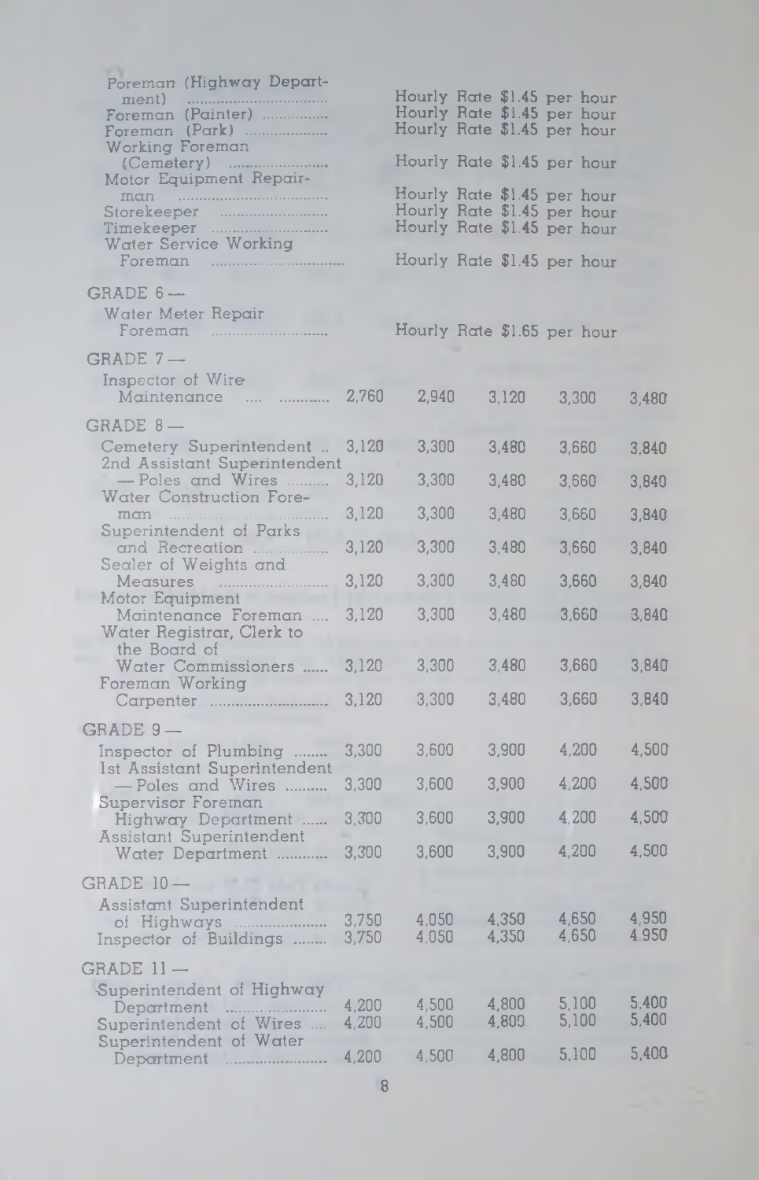| Position | | | | | |
|---|---|---|---|---|---|
| Foreman (Highway Department) | Hourly Rate $1.45 per hour | | | | |
| Foreman (Painter) | Hourly Rate $1.45 per hour | | | | |
| Foreman (Park) | Hourly Rate $1.45 per hour | | | | |
| Working Foreman (Cemetery) | Hourly Rate $1.45 per hour | | | | |
| Motor Equipment Repairman | Hourly Rate $1.45 per hour | | | | |
| Storekeeper | Hourly Rate $1.45 per hour | | | | |
| Timekeeper | Hourly Rate $1.45 per hour | | | | |
| Water Service Working Foreman | Hourly Rate $1.45 per hour | | | | |
| **GRADE 6 —** | | | | | |
| Water Meter Repair Foreman | Hourly Rate $1.65 per hour | | | | |
| **GRADE 7 —** | | | | | |
| Inspector of Wire Maintenance | 2,760 | 2,940 | 3,120 | 3,300 | 3,480 |
| **GRADE 8 —** | | | | | |
| Cemetery Superintendent | 3,120 | 3,300 | 3,480 | 3,660 | 3,840 |
| 2nd Assistant Superintendent — Poles and Wires | 3,120 | 3,300 | 3,480 | 3,660 | 3,840 |
| Water Construction Foreman | 3,120 | 3,300 | 3,480 | 3,660 | 3,840 |
| Superintendent of Parks and Recreation | 3,120 | 3,300 | 3,480 | 3,660 | 3,840 |
| Sealer of Weights and Measures | 3,120 | 3,300 | 3,480 | 3,660 | 3,840 |
| Motor Equipment Maintenance Foreman | 3,120 | 3,300 | 3,480 | 3,660 | 3,840 |
| Water Registrar, Clerk to the Board of Water Commissioners | 3,120 | 3,300 | 3,480 | 3,660 | 3,840 |
| Foreman Working Carpenter | 3,120 | 3,300 | 3,480 | 3,660 | 3,840 |
| **GRADE 9 —** | | | | | |
| Inspector of Plumbing | 3,300 | 3,600 | 3,900 | 4,200 | 4,500 |
| 1st Assistant Superintendent — Poles and Wires | 3,300 | 3,600 | 3,900 | 4,200 | 4,500 |
| Supervisor Foreman Highway Department | 3,300 | 3,600 | 3,900 | 4,200 | 4,500 |
| Assistant Superintendent Water Department | 3,300 | 3,600 | 3,900 | 4,200 | 4,500 |
| **GRADE 10 —** | | | | | |
| Assistant Superintendent of Highways | 3,750 | 4,050 | 4,350 | 4,650 | 4,950 |
| Inspector of Buildings | 3,750 | 4,050 | 4,350 | 4,650 | 4,950 |
| **GRADE 11 —** | | | | | |
| Superintendent of Highway Department | 4,200 | 4,500 | 4,800 | 5,100 | 5,400 |
| Superintendent of Wires | 4,200 | 4,500 | 4,800 | 5,100 | 5,400 |
| Superintendent of Water Department | 4,200 | 4,500 | 4,800 | 5,100 | 5,400 |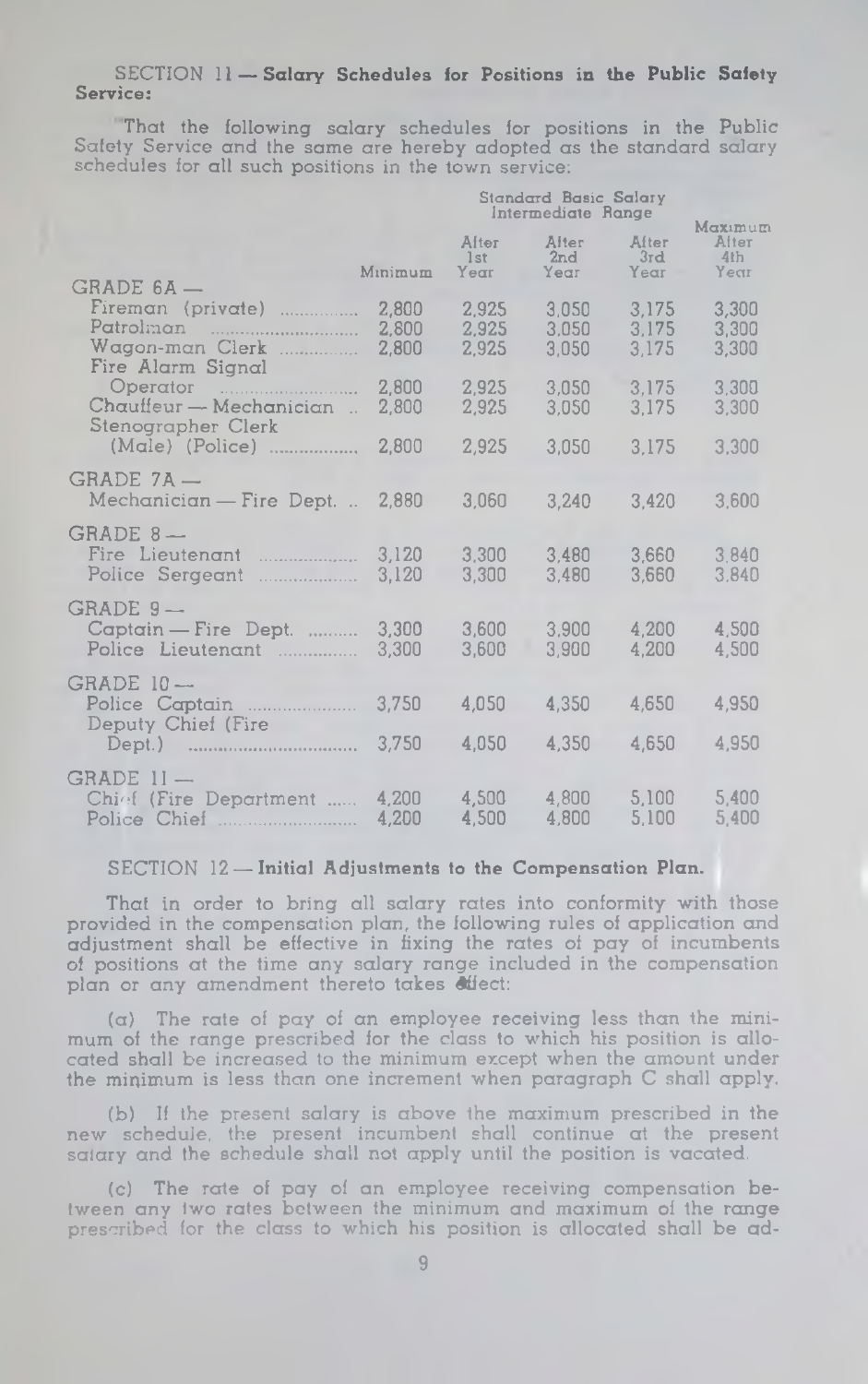SECTION 11 — **Salary Schedules for Positions in the Public Safety Service:**

That the following salary schedules for positions in the Public Safety Service and the same are hereby adopted as the standard salary schedules for all such positions in the town service:

| | Minimum | Standard Basic Salary Intermediate Range | | | Maximum |
|---|---|---|---|---|---|
| | | After 1st Year | After 2nd Year | After 3rd Year | After 4th Year |
| GRADE 6A — | | | | | |
| Fireman (private) | 2,800 | 2,925 | 3,050 | 3,175 | 3,300 |
| Patrolman | 2,800 | 2,925 | 3,050 | 3,175 | 3,300 |
| Wagon-man Clerk | 2,800 | 2,925 | 3,050 | 3,175 | 3,300 |
| Fire Alarm Signal Operator | 2,800 | 2,925 | 3,050 | 3,175 | 3,300 |
| Chauffeur — Mechanician | 2,800 | 2,925 | 3,050 | 3,175 | 3,300 |
| Stenographer Clerk (Male) (Police) | 2,800 | 2,925 | 3,050 | 3,175 | 3,300 |
| GRADE 7A — | | | | | |
| Mechanician — Fire Dept. | 2,880 | 3,060 | 3,240 | 3,420 | 3,600 |
| GRADE 8 — | | | | | |
| Fire Lieutenant | 3,120 | 3,300 | 3,480 | 3,660 | 3,840 |
| Police Sergeant | 3,120 | 3,300 | 3,480 | 3,660 | 3,840 |
| GRADE 9 — | | | | | |
| Captain — Fire Dept. | 3,300 | 3,600 | 3,900 | 4,200 | 4,500 |
| Police Lieutenant | 3,300 | 3,600 | 3,900 | 4,200 | 4,500 |
| GRADE 10 — | | | | | |
| Police Captain | 3,750 | 4,050 | 4,350 | 4,650 | 4,950 |
| Deputy Chief (Fire Dept.) | 3,750 | 4,050 | 4,350 | 4,650 | 4,950 |
| GRADE 11 — | | | | | |
| Chief (Fire Department | 4,200 | 4,500 | 4,800 | 5,100 | 5,400 |
| Police Chief | 4,200 | 4,500 | 4,800 | 5,100 | 5,400 |

SECTION 12 — **Initial Adjustments to the Compensation Plan.**

That in order to bring all salary rates into conformity with those provided in the compensation plan, the following rules of application and adjustment shall be effective in fixing the rates of pay of incumbents of positions at the time any salary range included in the compensation plan or any amendment thereto takes effect:

(a) The rate of pay of an employee receiving less than the minimum of the range prescribed for the class to which his position is allocated shall be increased to the minimum except when the amount under the minimum is less than one increment when paragraph C shall apply.

(b) If the present salary is above the maximum prescribed in the new schedule, the present incumbent shall continue at the present salary and the schedule shall not apply until the position is vacated.

(c) The rate of pay of an employee receiving compensation between any two rates between the minimum and maximum of the range prescribed for the class to which his position is allocated shall be ad-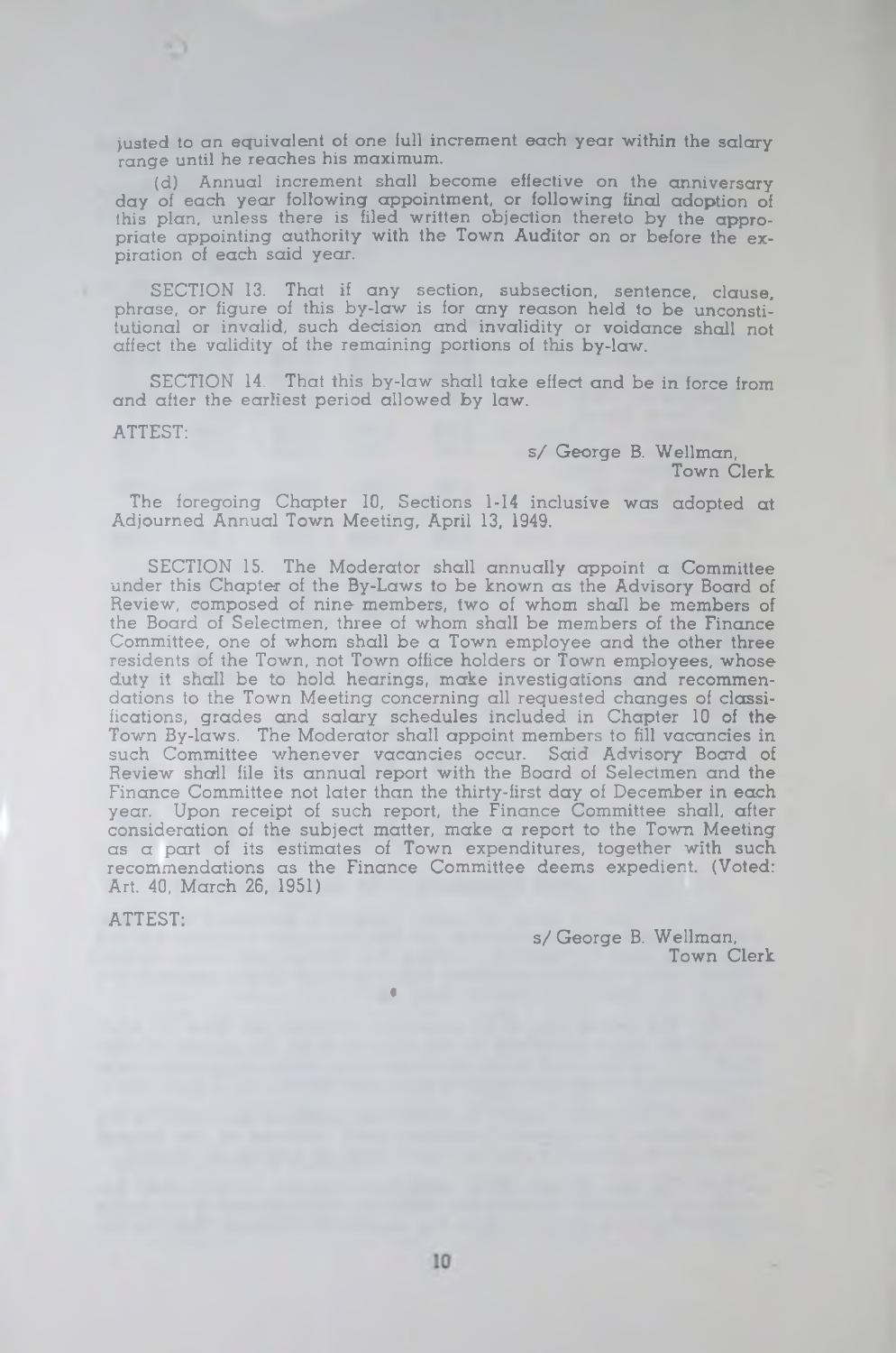justed to an equivalent of one full increment each year within the salary range until he reaches his maximum.

(d) Annual increment shall become effective on the anniversary day of each year following appointment, or following final adoption of this plan, unless there is filed written objection thereto by the appropriate appointing authority with the Town Auditor on or before the expiration of each said year.

SECTION 13. That if any section, subsection, sentence, clause, phrase, or figure of this by-law is for any reason held to be unconstitutional or invalid, such decision and invalidity or voidance shall not affect the validity of the remaining portions of this by-law.

SECTION 14. That this by-law shall take effect and be in force from and after the earliest period allowed by law.

ATTEST:

s/ George B. Wellman,
Town Clerk

The foregoing Chapter 10, Sections 1-14 inclusive was adopted at Adjourned Annual Town Meeting, April 13, 1949.

SECTION 15. The Moderator shall annually appoint a Committee under this Chapter of the By-Laws to be known as the Advisory Board of Review, composed of nine members, two of whom shall be members of the Board of Selectmen, three of whom shall be members of the Finance Committee, one of whom shall be a Town employee and the other three residents of the Town, not Town office holders or Town employees, whose duty it shall be to hold hearings, make investigations and recommendations to the Town Meeting concerning all requested changes of classifications, grades and salary schedules included in Chapter 10 of the Town By-laws. The Moderator shall appoint members to fill vacancies in such Committee whenever vacancies occur. Said Advisory Board of Review shall file its annual report with the Board of Selectmen and the Finance Committee not later than the thirty-first day of December in each year. Upon receipt of such report, the Finance Committee shall, after consideration of the subject matter, make a report to the Town Meeting as a part of its estimates of Town expenditures, together with such recommendations as the Finance Committee deems expedient. (Voted: Art. 40, March 26, 1951)

ATTEST:

s/ George B. Wellman,
Town Clerk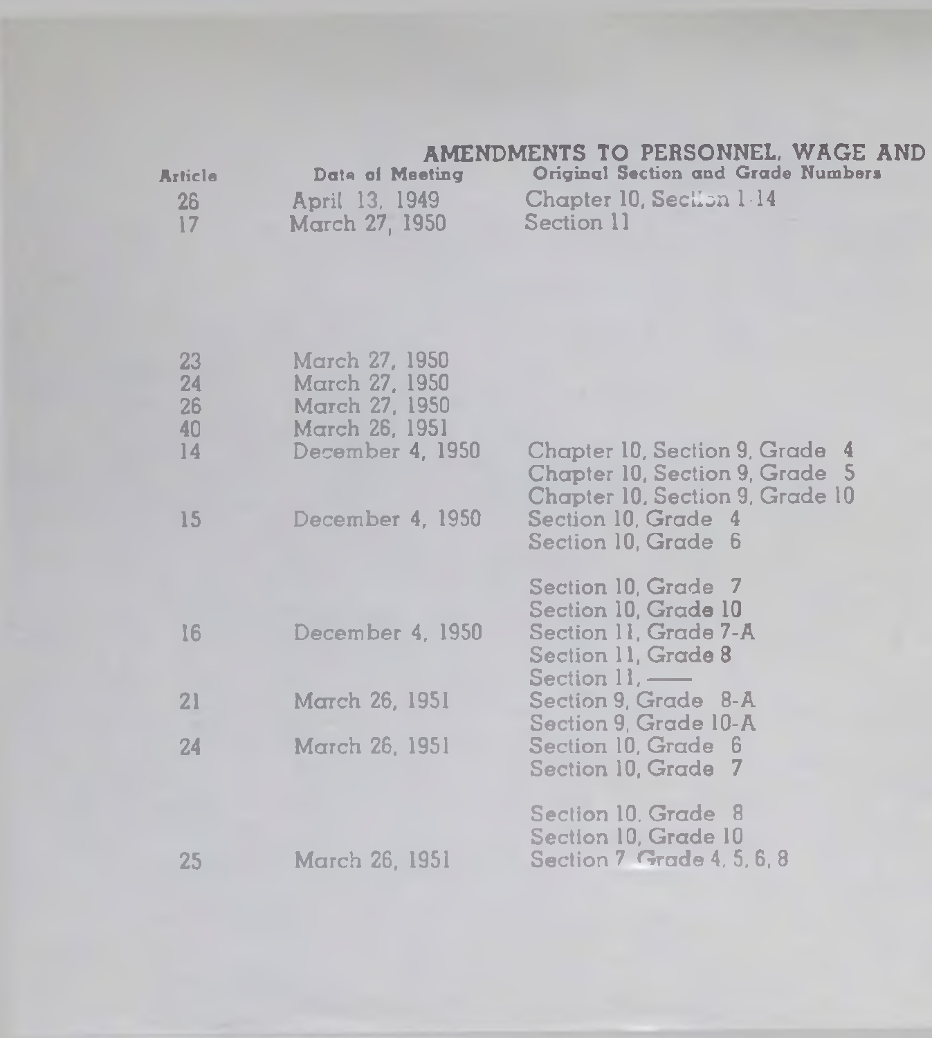## AMENDMENTS TO PERSONNEL, WAGE AND

| Article | Date of Meeting | Original Section and Grade Numbers |
|---|---|---|
| 26 | April 13, 1949 | Chapter 10, Section 1-14 |
| 17 | March 27, 1950 | Section 11 |
| 23 | March 27, 1950 | |
| 24 | March 27, 1950 | |
| 26 | March 27, 1950 | |
| 40 | March 26, 1951 | |
| 14 | December 4, 1950 | Chapter 10, Section 9, Grade 4 |
| | | Chapter 10, Section 9, Grade 5 |
| | | Chapter 10, Section 9, Grade 10 |
| 15 | December 4, 1950 | Section 10, Grade 4 |
| | | Section 10, Grade 6 |
| | | Section 10, Grade 7 |
| | | Section 10, Grade 10 |
| 16 | December 4, 1950 | Section 11, Grade 7-A |
| | | Section 11, Grade 8 |
| | | Section 11, —— |
| 21 | March 26, 1951 | Section 9, Grade 8-A |
| | | Section 9, Grade 10-A |
| 24 | March 26, 1951 | Section 10, Grade 6 |
| | | Section 10, Grade 7 |
| | | Section 10, Grade 8 |
| | | Section 10, Grade 10 |
| 25 | March 26, 1951 | Section 7 Grade 4, 5, 6, 8 |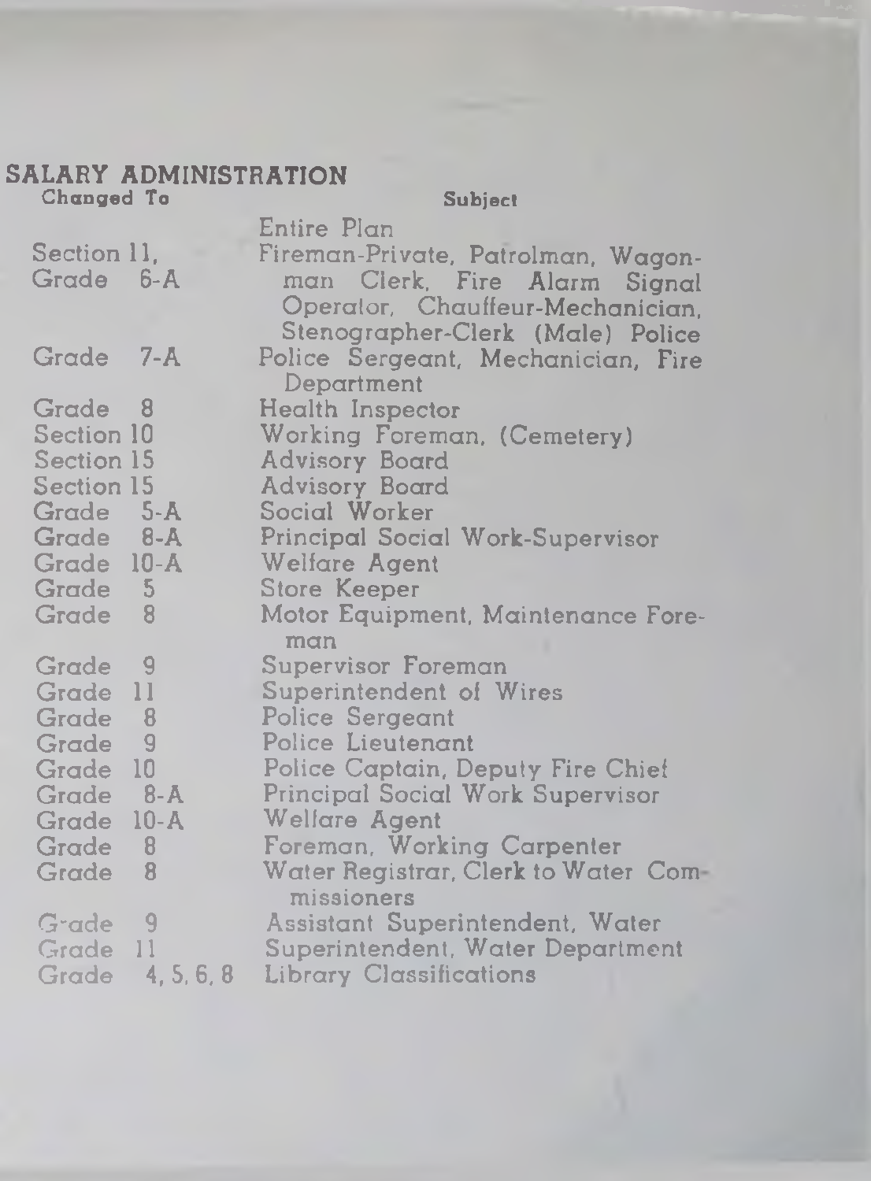## SALARY ADMINISTRATION

| Changed To | Subject |
|---|---|
| | Entire Plan |
| Section 11, Grade 6-A | Fireman-Private, Patrolman, Wagonman Clerk, Fire Alarm Signal Operator, Chauffeur-Mechanician, Stenographer-Clerk (Male) Police |
| Grade 7-A | Police Sergeant, Mechanician, Fire Department |
| Grade 8 | Health Inspector |
| Section 10 | Working Foreman, (Cemetery) |
| Section 15 | Advisory Board |
| Section 15 | Advisory Board |
| Grade 5-A | Social Worker |
| Grade 8-A | Principal Social Work-Supervisor |
| Grade 10-A | Welfare Agent |
| Grade 5 | Store Keeper |
| Grade 8 | Motor Equipment, Maintenance Foreman |
| Grade 9 | Supervisor Foreman |
| Grade 11 | Superintendent of Wires |
| Grade 8 | Police Sergeant |
| Grade 9 | Police Lieutenant |
| Grade 10 | Police Captain, Deputy Fire Chief |
| Grade 8-A | Principal Social Work Supervisor |
| Grade 10-A | Welfare Agent |
| Grade 8 | Foreman, Working Carpenter |
| Grade 8 | Water Registrar, Clerk to Water Commissioners |
| Grade 9 | Assistant Superintendent, Water |
| Grade 11 | Superintendent, Water Department |
| Grade 4, 5, 6, 8 | Library Classifications |